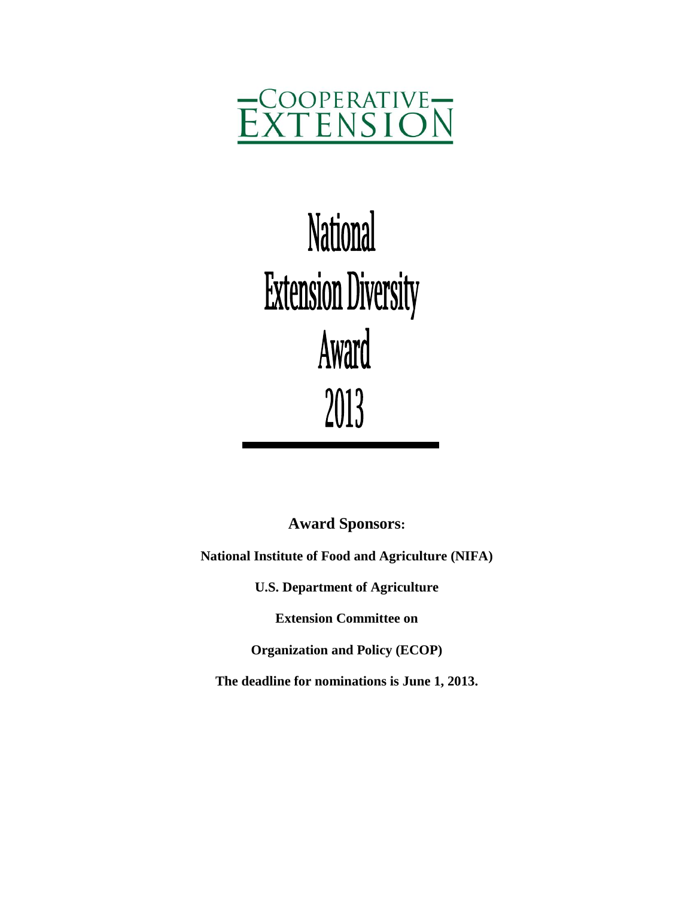COOPERATIVE EXTENSION

# National Extension Diversity Award 2013

**Award Sponsors:**

**National Institute of Food and Agriculture (NIFA)**

**U.S. Department of Agriculture**

**Extension Committee on**

**Organization and Policy (ECOP)**

**The deadline for nominations is June 1, 2013.**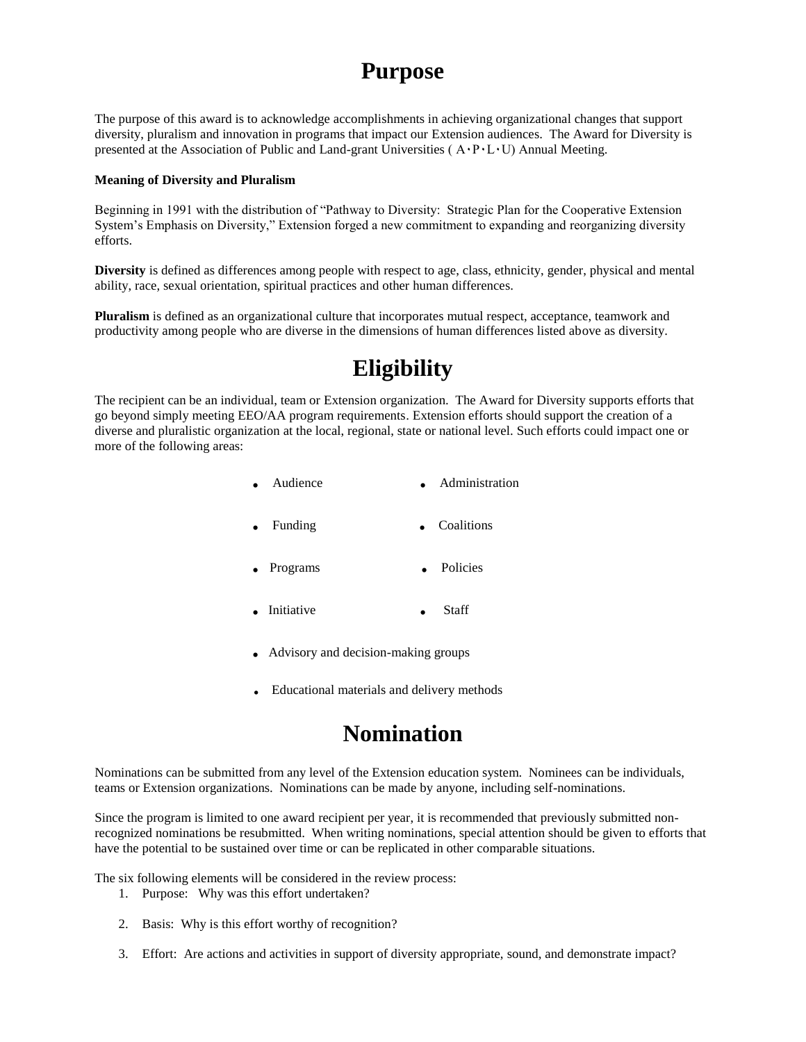# Purpose

The purpose of this award is to acknowledge accomplishments in achieving organizational changes that support diversity, pluralism and innovation in programs that impact our Extension audiences. The Award for Diversity is presented at the Association of Public and Land-grant Universities ( A·P·L·U) Annual Meeting.

**Meaning of Diversity and Pluralism**

Beginning in 1991 with the distribution of "Pathway to Diversity: Strategic Plan for the Cooperative Extension System's Emphasis on Diversity," Extension forged a new commitment to expanding and reorganizing diversity efforts.

**Diversity** is defined as differences among people with respect to age, class, ethnicity, gender, physical and mental ability, race, sexual orientation, spiritual practices and other human differences.

**Pluralism** is defined as an organizational culture that incorporates mutual respect, acceptance, teamwork and productivity among people who are diverse in the dimensions of human differences listed above as diversity.

# Eligibility

The recipient can be an individual, team or Extension organization. The Award for Diversity supports efforts that go beyond simply meeting EEO/AA program requirements. Extension efforts should support the creation of a diverse and pluralistic organization at the local, regional, state or national level. Such efforts could impact one or more of the following areas:

- Audience
- Administration
- Funding
- Coalitions
- Programs
- Policies
- Initiative
- Staff
- Advisory and decision-making groups
- Educational materials and delivery methods

# Nomination

Nominations can be submitted from any level of the Extension education system. Nominees can be individuals, teams or Extension organizations. Nominations can be made by anyone, including self-nominations.

Since the program is limited to one award recipient per year, it is recommended that previously submitted non-recognized nominations be resubmitted. When writing nominations, special attention should be given to efforts that have the potential to be sustained over time or can be replicated in other comparable situations.

The six following elements will be considered in the review process:

1. Purpose: Why was this effort undertaken?
2. Basis: Why is this effort worthy of recognition?
3. Effort: Are actions and activities in support of diversity appropriate, sound, and demonstrate impact?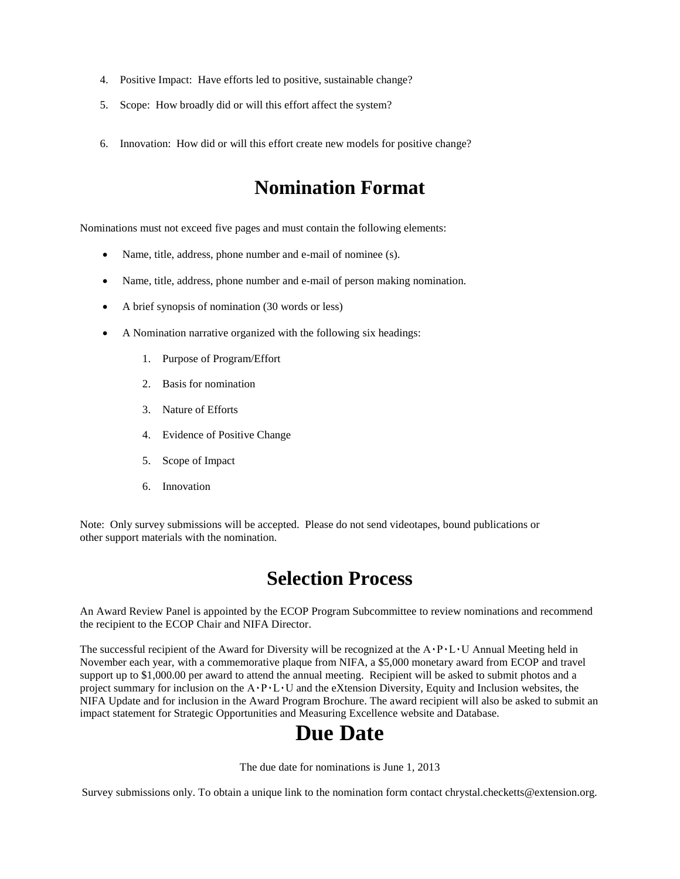4. Positive Impact: Have efforts led to positive, sustainable change?
5. Scope: How broadly did or will this effort affect the system?
6. Innovation: How did or will this effort create new models for positive change?

# Nomination Format

Nominations must not exceed five pages and must contain the following elements:

- Name, title, address, phone number and e-mail of nominee (s).
- Name, title, address, phone number and e-mail of person making nomination.
- A brief synopsis of nomination (30 words or less)
- A Nomination narrative organized with the following six headings:
    1. Purpose of Program/Effort
    2. Basis for nomination
    3. Nature of Efforts
    4. Evidence of Positive Change
    5. Scope of Impact
    6. Innovation

Note: Only survey submissions will be accepted. Please do not send videotapes, bound publications or other support materials with the nomination.

# Selection Process

An Award Review Panel is appointed by the ECOP Program Subcommittee to review nominations and recommend the recipient to the ECOP Chair and NIFA Director.

The successful recipient of the Award for Diversity will be recognized at the A·P·L·U Annual Meeting held in November each year, with a commemorative plaque from NIFA, a $5,000 monetary award from ECOP and travel support up to $1,000.00 per award to attend the annual meeting. Recipient will be asked to submit photos and a project summary for inclusion on the A·P·L·U and the eXtension Diversity, Equity and Inclusion websites, the NIFA Update and for inclusion in the Award Program Brochure. The award recipient will also be asked to submit an impact statement for Strategic Opportunities and Measuring Excellence website and Database.

# Due Date

The due date for nominations is June 1, 2013

Survey submissions only. To obtain a unique link to the nomination form contact chrystal.checketts@extension.org.